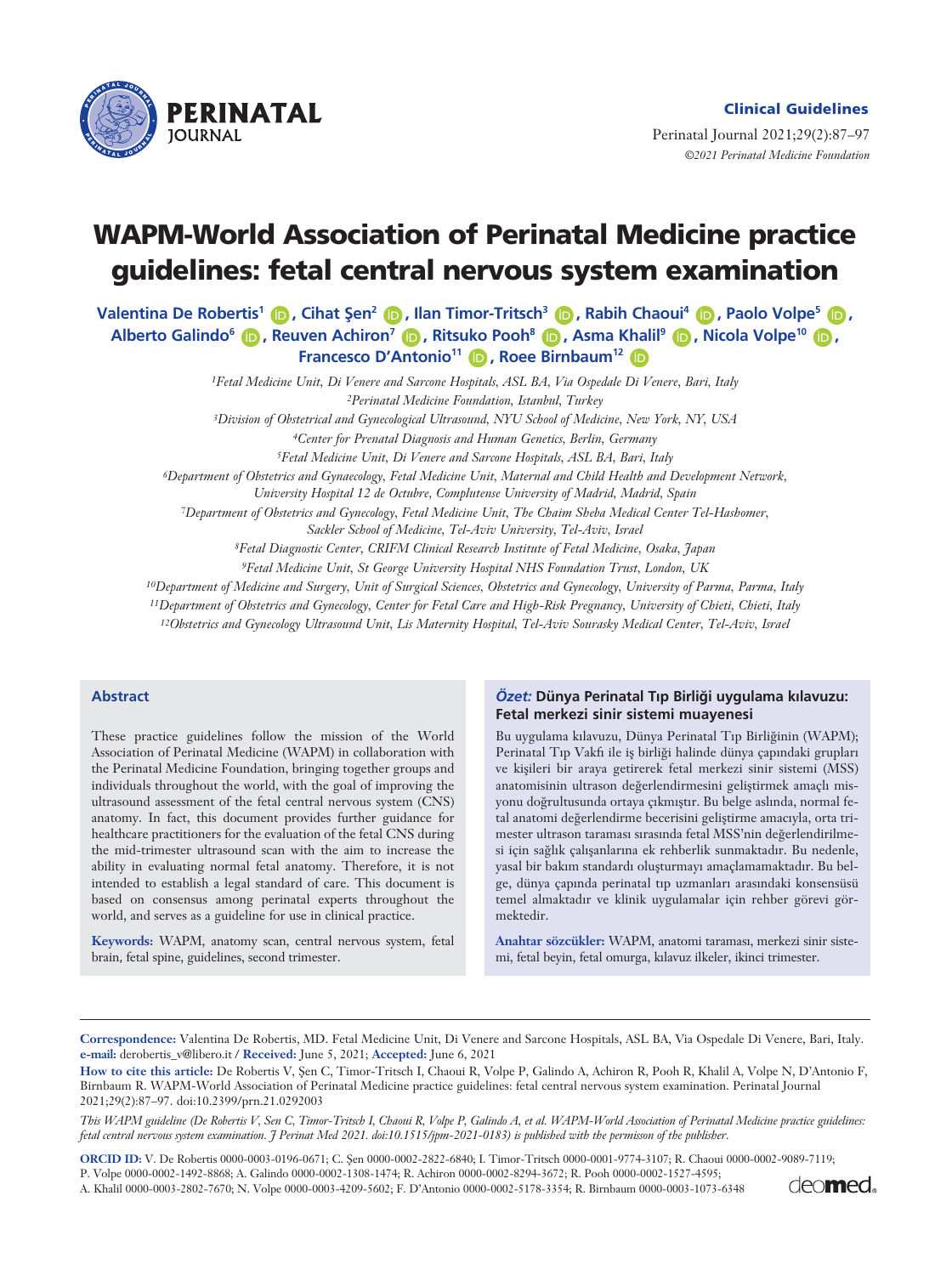Clinical Guidelines

# WAPM-World Association of Perinatal Medicine practice guidelines: fetal central nervous system examination

Valentina De Robertis[1], Cihat Şen[2], Ilan Timor-Tritsch[3], Rabih Chaoui[4], Paolo Volpe[5], Alberto Galindo[6], Reuven Achiron[7], Ritsuko Pooh[8], Asma Khalil[9], Nicola Volpe[10], Francesco D'Antonio[11], Roee Birnbaum[12]

[1]*Fetal Medicine Unit, Di Venere and Sarcone Hospitals, ASL BA, Via Ospedale Di Venere, Bari, Italy*
[2]*Perinatal Medicine Foundation, Istanbul, Turkey*
[3]*Division of Obstetrical and Gynecological Ultrasound, NYU School of Medicine, New York, NY, USA*
[4]*Center for Prenatal Diagnosis and Human Genetics, Berlin, Germany*
[5]*Fetal Medicine Unit, Di Venere and Sarcone Hospitals, ASL BA, Bari, Italy*
[6]*Department of Obstetrics and Gynaecology, Fetal Medicine Unit, Maternal and Child Health and Development Network, University Hospital 12 de Octubre, Complutense University of Madrid, Madrid, Spain*
[7]*Department of Obstetrics and Gynecology, Fetal Medicine Unit, The Chaim Sheba Medical Center Tel-Hashomer, Sackler School of Medicine, Tel-Aviv University, Tel-Aviv, Israel*
[8]*Fetal Diagnostic Center, CRIFM Clinical Research Institute of Fetal Medicine, Osaka, Japan*
[9]*Fetal Medicine Unit, St George University Hospital NHS Foundation Trust, London, UK*
[10]*Department of Medicine and Surgery, Unit of Surgical Sciences, Obstetrics and Gynecology, University of Parma, Parma, Italy*
[11]*Department of Obstetrics and Gynecology, Center for Fetal Care and High-Risk Pregnancy, University of Chieti, Chieti, Italy*
[12]*Obstetrics and Gynecology Ultrasound Unit, Lis Maternity Hospital, Tel-Aviv Sourasky Medical Center, Tel-Aviv, Israel*

## Abstract

These practice guidelines follow the mission of the World Association of Perinatal Medicine (WAPM) in collaboration with the Perinatal Medicine Foundation, bringing together groups and individuals throughout the world, with the goal of improving the ultrasound assessment of the fetal central nervous system (CNS) anatomy. In fact, this document provides further guidance for healthcare practitioners for the evaluation of the fetal CNS during the mid-trimester ultrasound scan with the aim to increase the ability in evaluating normal fetal anatomy. Therefore, it is not intended to establish a legal standard of care. This document is based on consensus among perinatal experts throughout the world, and serves as a guideline for use in clinical practice.

**Keywords:** WAPM, anatomy scan, central nervous system, fetal brain, fetal spine, guidelines, second trimester.

## *Özet:* Dünya Perinatal Tıp Birliği uygulama kılavuzu: Fetal merkezi sinir sistemi muayenesi

Bu uygulama kılavuzu, Dünya Perinatal Tıp Birliğinin (WAPM); Perinatal Tıp Vakfı ile iş birliği halinde dünya çapındaki grupları ve kişileri bir araya getirerek fetal merkezi sinir sistemi (MSS) anatomisinin ultrason değerlendirmesini geliştirmek amaçlı misyonu doğrultusunda ortaya çıkmıştır. Bu belge aslında, normal fetal anatomi değerlendirme becerisini geliştirme amacıyla, orta trimester ultrason taraması sırasında fetal MSS'nin değerlendirilmesi için sağlık çalışanlarına ek rehberlik sunmaktadır. Bu nedenle, yasal bir bakım standardı oluşturmayı amaçlamamaktadır. Bu belge, dünya çapında perinatal tıp uzmanları arasındaki konsensüsü temel almaktadır ve klinik uygulamalar için rehber görevi görmektedir.

**Anahtar sözcükler:** WAPM, anatomi taraması, merkezi sinir sistemi, fetal beyin, fetal omurga, kılavuz ilkeler, ikinci trimester.

---

**Correspondence:** Valentina De Robertis, MD. Fetal Medicine Unit, Di Venere and Sarcone Hospitals, ASL BA, Via Ospedale Di Venere, Bari, Italy.
**e-mail:** derobertis_v@libero.it / **Received:** June 5, 2021; **Accepted:** June 6, 2021

**How to cite this article:** De Robertis V, Şen C, Timor-Tritsch I, Chaoui R, Volpe P, Galindo A, Achiron R, Pooh R, Khalil A, Volpe N, D'Antonio F, Birnbaum R. WAPM-World Association of Perinatal Medicine practice guidelines: fetal central nervous system examination. Perinatal Journal 2021;29(2):87–97. doi:10.2399/prn.21.0292003

*This WAPM guideline (De Robertis V, Sen C, Timor-Tritsch I, Chaoui R, Volpe P, Galindo A, et al. WAPM-World Association of Perinatal Medicine practice guidelines: fetal central nervous system examination. J Perinat Med 2021. doi:10.1515/jpm-2021-0183) is published with the permisson of the publisher.*

**ORCID ID:** V. De Robertis 0000-0003-0196-0671; C. Şen 0000-0002-2822-6840; I. Timor-Tritsch 0000-0001-9774-3107; R. Chaoui 0000-0002-9089-7119; P. Volpe 0000-0002-1492-8868; A. Galindo 0000-0002-1308-1474; R. Achiron 0000-0002-8294-3672; R. Pooh 0000-0002-1527-4595; A. Khalil 0000-0003-2802-7670; N. Volpe 0000-0003-4209-5602; F. D'Antonio 0000-0002-5178-3354; R. Birnbaum 0000-0003-1073-6348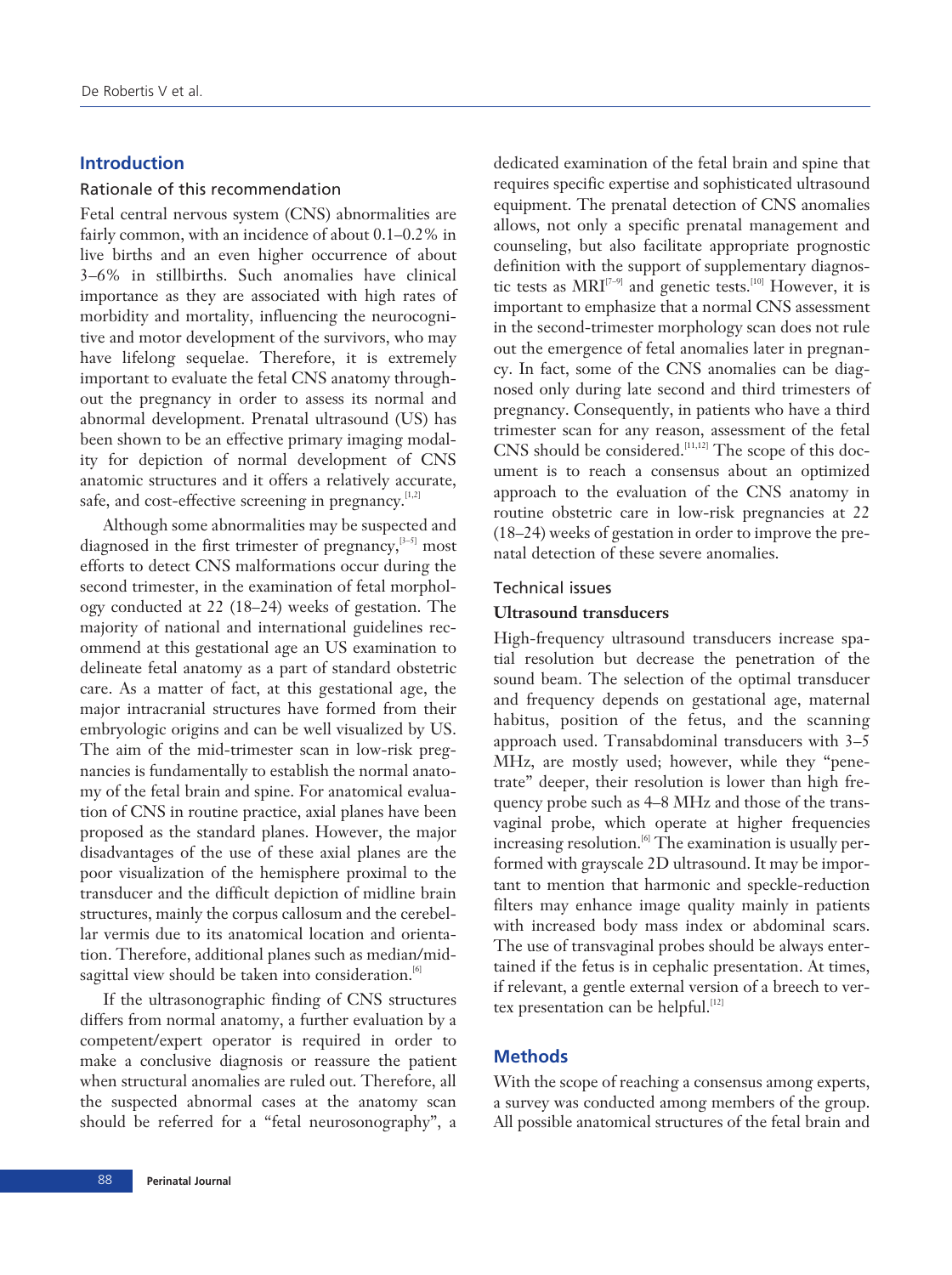## Introduction

### Rationale of this recommendation

Fetal central nervous system (CNS) abnormalities are fairly common, with an incidence of about 0.1–0.2% in live births and an even higher occurrence of about 3–6% in stillbirths. Such anomalies have clinical importance as they are associated with high rates of morbidity and mortality, influencing the neurocognitive and motor development of the survivors, who may have lifelong sequelae. Therefore, it is extremely important to evaluate the fetal CNS anatomy throughout the pregnancy in order to assess its normal and abnormal development. Prenatal ultrasound (US) has been shown to be an effective primary imaging modality for depiction of normal development of CNS anatomic structures and it offers a relatively accurate, safe, and cost-effective screening in pregnancy.[1,2]

Although some abnormalities may be suspected and diagnosed in the first trimester of pregnancy,[3–5] most efforts to detect CNS malformations occur during the second trimester, in the examination of fetal morphology conducted at 22 (18–24) weeks of gestation. The majority of national and international guidelines recommend at this gestational age an US examination to delineate fetal anatomy as a part of standard obstetric care. As a matter of fact, at this gestational age, the major intracranial structures have formed from their embryologic origins and can be well visualized by US. The aim of the mid-trimester scan in low-risk pregnancies is fundamentally to establish the normal anatomy of the fetal brain and spine. For anatomical evaluation of CNS in routine practice, axial planes have been proposed as the standard planes. However, the major disadvantages of the use of these axial planes are the poor visualization of the hemisphere proximal to the transducer and the difficult depiction of midline brain structures, mainly the corpus callosum and the cerebellar vermis due to its anatomical location and orientation. Therefore, additional planes such as median/midsagittal view should be taken into consideration.[6]

If the ultrasonographic finding of CNS structures differs from normal anatomy, a further evaluation by a competent/expert operator is required in order to make a conclusive diagnosis or reassure the patient when structural anomalies are ruled out. Therefore, all the suspected abnormal cases at the anatomy scan should be referred for a "fetal neurosonography", a dedicated examination of the fetal brain and spine that requires specific expertise and sophisticated ultrasound equipment. The prenatal detection of CNS anomalies allows, not only a specific prenatal management and counseling, but also facilitate appropriate prognostic definition with the support of supplementary diagnostic tests as MRI[7–9] and genetic tests.[10] However, it is important to emphasize that a normal CNS assessment in the second-trimester morphology scan does not rule out the emergence of fetal anomalies later in pregnancy. In fact, some of the CNS anomalies can be diagnosed only during late second and third trimesters of pregnancy. Consequently, in patients who have a third trimester scan for any reason, assessment of the fetal CNS should be considered.[11,12] The scope of this document is to reach a consensus about an optimized approach to the evaluation of the CNS anatomy in routine obstetric care in low-risk pregnancies at 22 (18–24) weeks of gestation in order to improve the prenatal detection of these severe anomalies.

### Technical issues

#### Ultrasound transducers

High-frequency ultrasound transducers increase spatial resolution but decrease the penetration of the sound beam. The selection of the optimal transducer and frequency depends on gestational age, maternal habitus, position of the fetus, and the scanning approach used. Transabdominal transducers with 3–5 MHz, are mostly used; however, while they "penetrate" deeper, their resolution is lower than high frequency probe such as 4–8 MHz and those of the transvaginal probe, which operate at higher frequencies increasing resolution.[6] The examination is usually performed with grayscale 2D ultrasound. It may be important to mention that harmonic and speckle-reduction filters may enhance image quality mainly in patients with increased body mass index or abdominal scars. The use of transvaginal probes should be always entertained if the fetus is in cephalic presentation. At times, if relevant, a gentle external version of a breech to vertex presentation can be helpful.[12]

## Methods

With the scope of reaching a consensus among experts, a survey was conducted among members of the group. All possible anatomical structures of the fetal brain and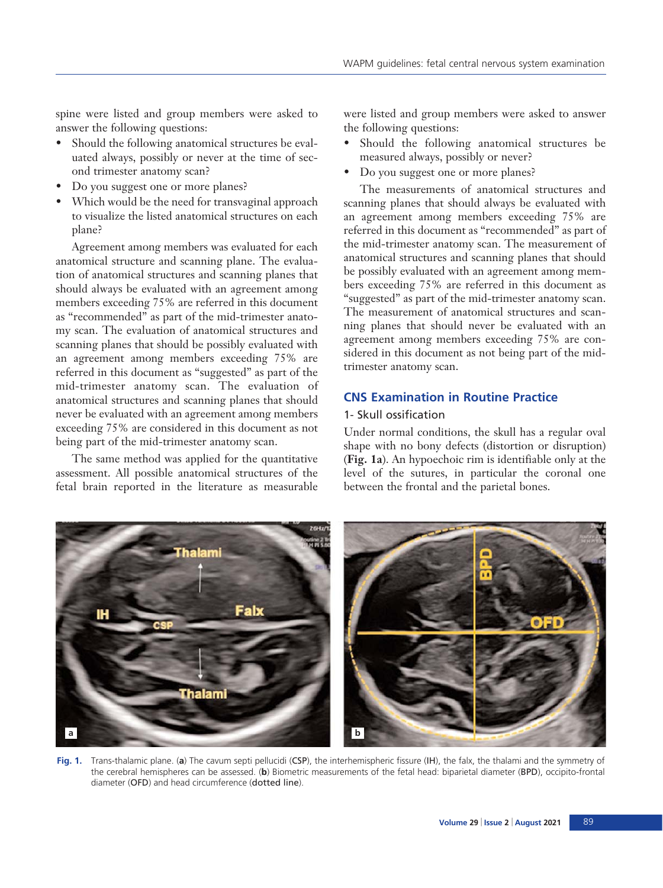spine were listed and group members were asked to answer the following questions:

- Should the following anatomical structures be evaluated always, possibly or never at the time of second trimester anatomy scan?
- Do you suggest one or more planes?
- Which would be the need for transvaginal approach to visualize the listed anatomical structures on each plane?

Agreement among members was evaluated for each anatomical structure and scanning plane. The evaluation of anatomical structures and scanning planes that should always be evaluated with an agreement among members exceeding 75% are referred in this document as "recommended" as part of the mid-trimester anatomy scan. The evaluation of anatomical structures and scanning planes that should be possibly evaluated with an agreement among members exceeding 75% are referred in this document as "suggested" as part of the mid-trimester anatomy scan. The evaluation of anatomical structures and scanning planes that should never be evaluated with an agreement among members exceeding 75% are considered in this document as not being part of the mid-trimester anatomy scan.

The same method was applied for the quantitative assessment. All possible anatomical structures of the fetal brain reported in the literature as measurable were listed and group members were asked to answer the following questions:

- Should the following anatomical structures be measured always, possibly or never?
- Do you suggest one or more planes?

The measurements of anatomical structures and scanning planes that should always be evaluated with an agreement among members exceeding 75% are referred in this document as "recommended" as part of the mid-trimester anatomy scan. The measurement of anatomical structures and scanning planes that should be possibly evaluated with an agreement among members exceeding 75% are referred in this document as "suggested" as part of the mid-trimester anatomy scan. The measurement of anatomical structures and scanning planes that should never be evaluated with an agreement among members exceeding 75% are considered in this document as not being part of the mid-trimester anatomy scan.

## CNS Examination in Routine Practice

### 1- Skull ossification

Under normal conditions, the skull has a regular oval shape with no bony defects (distortion or disruption) (**Fig. 1a**). An hypoechoic rim is identifiable only at the level of the sutures, in particular the coronal one between the frontal and the parietal bones.

**Fig. 1.** Trans-thalamic plane. (**a**) The cavum septi pellucidi (**CSP**), the interhemispheric fissure (**IH**), the falx, the thalami and the symmetry of the cerebral hemispheres can be assessed. (**b**) Biometric measurements of the fetal head: biparietal diameter (**BPD**), occipito-frontal diameter (**OFD**) and head circumference (**dotted line**).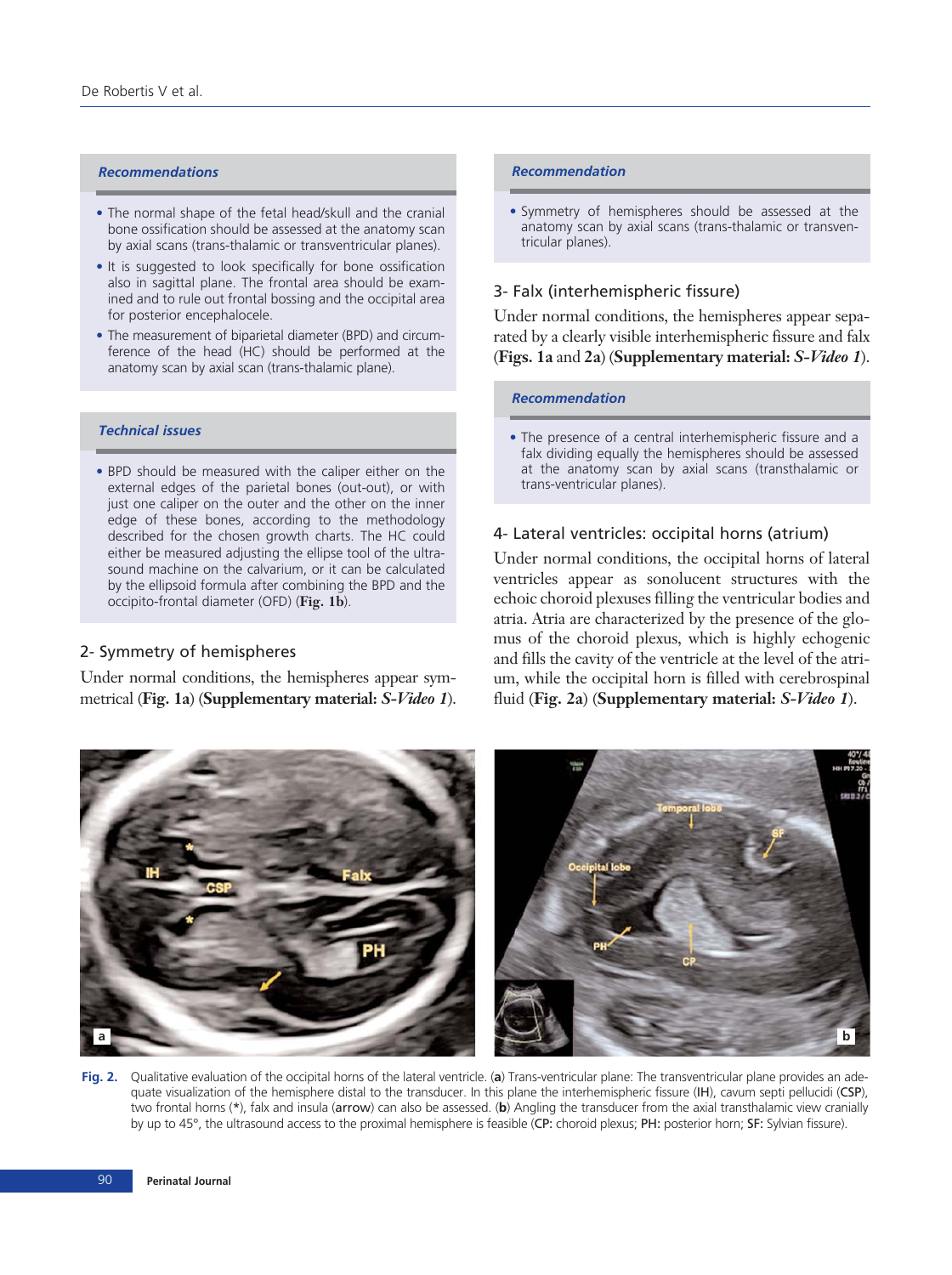### Recommendations

- The normal shape of the fetal head/skull and the cranial bone ossification should be assessed at the anatomy scan by axial scans (trans-thalamic or transventricular planes).
- It is suggested to look specifically for bone ossification also in sagittal plane. The frontal area should be examined and to rule out frontal bossing and the occipital area for posterior encephalocele.
- The measurement of biparietal diameter (BPD) and circumference of the head (HC) should be performed at the anatomy scan by axial scan (trans-thalamic plane).

### Technical issues

- BPD should be measured with the caliper either on the external edges of the parietal bones (out-out), or with just one caliper on the outer and the other on the inner edge of these bones, according to the methodology described for the chosen growth charts. The HC could either be measured adjusting the ellipse tool of the ultrasound machine on the calvarium, or it can be calculated by the ellipsoid formula after combining the BPD and the occipito-frontal diameter (OFD) (**Fig. 1b**).

## 2- Symmetry of hemispheres

Under normal conditions, the hemispheres appear symmetrical (**Fig. 1a**) (**Supplementary material: *S-Video 1***).

### Recommendation

- Symmetry of hemispheres should be assessed at the anatomy scan by axial scans (trans-thalamic or transventricular planes).

## 3- Falx (interhemispheric fissure)

Under normal conditions, the hemispheres appear separated by a clearly visible interhemispheric fissure and falx (**Figs. 1a** and **2a**) (**Supplementary material: *S-Video 1***).

### Recommendation

- The presence of a central interhemispheric fissure and a falx dividing equally the hemispheres should be assessed at the anatomy scan by axial scans (transthalamic or trans-ventricular planes).

## 4- Lateral ventricles: occipital horns (atrium)

Under normal conditions, the occipital horns of lateral ventricles appear as sonolucent structures with the echoic choroid plexuses filling the ventricular bodies and atria. Atria are characterized by the presence of the glomus of the choroid plexus, which is highly echogenic and fills the cavity of the ventricle at the level of the atrium, while the occipital horn is filled with cerebrospinal fluid (**Fig. 2a**) (**Supplementary material: *S-Video 1***).

**Fig. 2.** Qualitative evaluation of the occipital horns of the lateral ventricle. (**a**) Trans-ventricular plane: The transventricular plane provides an adequate visualization of the hemisphere distal to the transducer. In this plane the interhemispheric fissure (**IH**), cavum septi pellucidi (**CSP**), two frontal horns (*), falx and insula (**arrow**) can also be assessed. (**b**) Angling the transducer from the axial transthalamic view cranially by up to 45°, the ultrasound access to the proximal hemisphere is feasible (**CP:** choroid plexus; **PH:** posterior horn; **SF:** Sylvian fissure).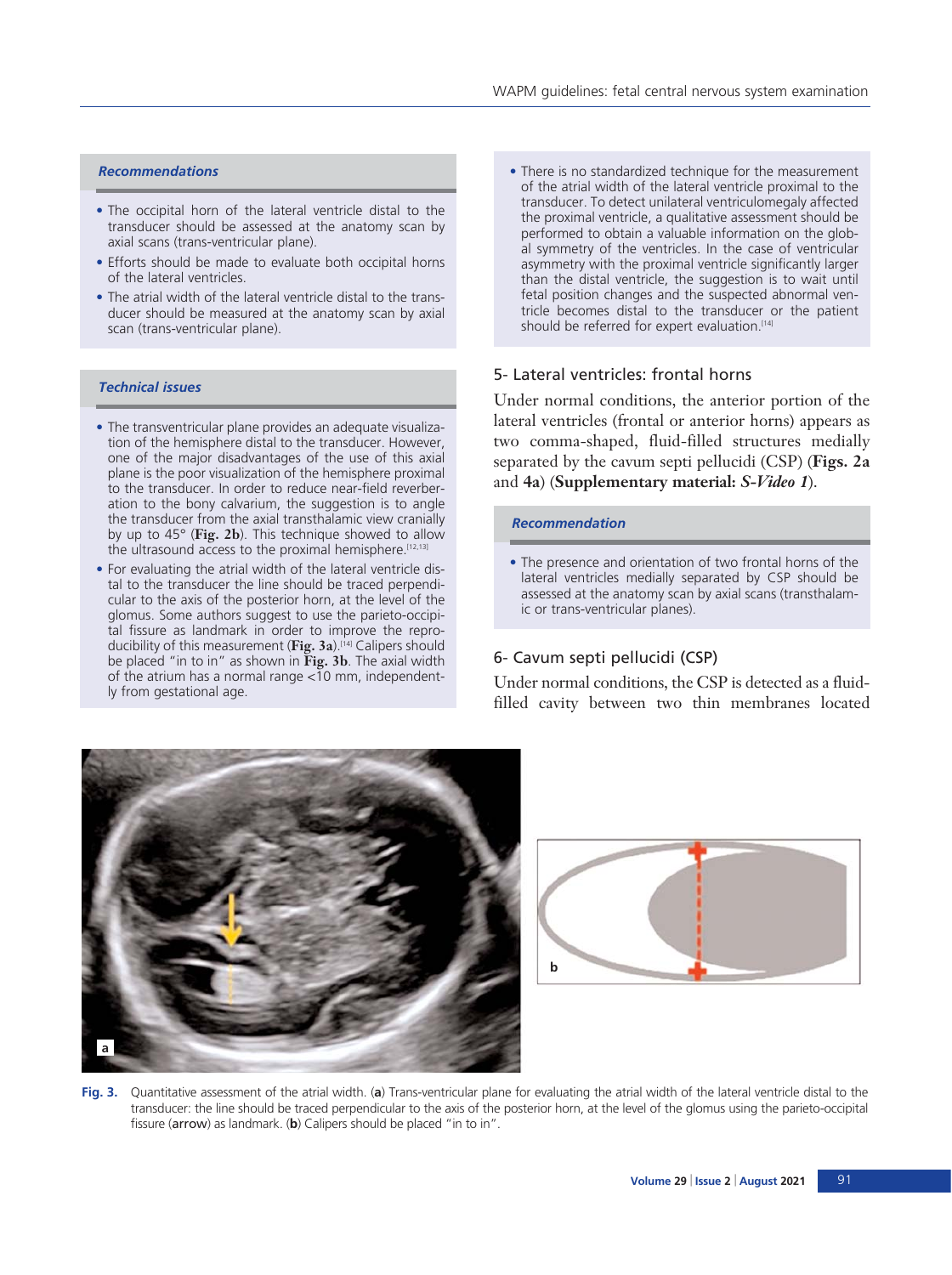#### Recommendations

- The occipital horn of the lateral ventricle distal to the transducer should be assessed at the anatomy scan by axial scans (trans-ventricular plane).
- Efforts should be made to evaluate both occipital horns of the lateral ventricles.
- The atrial width of the lateral ventricle distal to the transducer should be measured at the anatomy scan by axial scan (trans-ventricular plane).

#### Technical issues

- The transventricular plane provides an adequate visualization of the hemisphere distal to the transducer. However, one of the major disadvantages of the use of this axial plane is the poor visualization of the hemisphere proximal to the transducer. In order to reduce near-field reverberation to the bony calvarium, the suggestion is to angle the transducer from the axial transthalamic view cranially by up to 45° (**Fig. 2b**). This technique showed to allow the ultrasound access to the proximal hemisphere.[12,13]
- For evaluating the atrial width of the lateral ventricle distal to the transducer the line should be traced perpendicular to the axis of the posterior horn, at the level of the glomus. Some authors suggest to use the parieto-occipital fissure as landmark in order to improve the reproducibility of this measurement (**Fig. 3a**).[14] Calipers should be placed "in to in" as shown in **Fig. 3b**. The axial width of the atrium has a normal range <10 mm, independently from gestational age.
- There is no standardized technique for the measurement of the atrial width of the lateral ventricle proximal to the transducer. To detect unilateral ventriculomegaly affected the proximal ventricle, a qualitative assessment should be performed to obtain a valuable information on the global symmetry of the ventricles. In the case of ventricular asymmetry with the proximal ventricle significantly larger than the distal ventricle, the suggestion is to wait until fetal position changes and the suspected abnormal ventricle becomes distal to the transducer or the patient should be referred for expert evaluation.[14]

## 5- Lateral ventricles: frontal horns

Under normal conditions, the anterior portion of the lateral ventricles (frontal or anterior horns) appears as two comma-shaped, fluid-filled structures medially separated by the cavum septi pellucidi (CSP) (**Figs. 2a** and **4a**) (**Supplementary material:** ***S-Video 1***).

#### Recommendation

- The presence and orientation of two frontal horns of the lateral ventricles medially separated by CSP should be assessed at the anatomy scan by axial scans (transthalamic or trans-ventricular planes).

## 6- Cavum septi pellucidi (CSP)

Under normal conditions, the CSP is detected as a fluid-filled cavity between two thin membranes located

**Fig. 3.** Quantitative assessment of the atrial width. (**a**) Trans-ventricular plane for evaluating the atrial width of the lateral ventricle distal to the transducer: the line should be traced perpendicular to the axis of the posterior horn, at the level of the glomus using the parieto-occipital fissure (**arrow**) as landmark. (**b**) Calipers should be placed "in to in".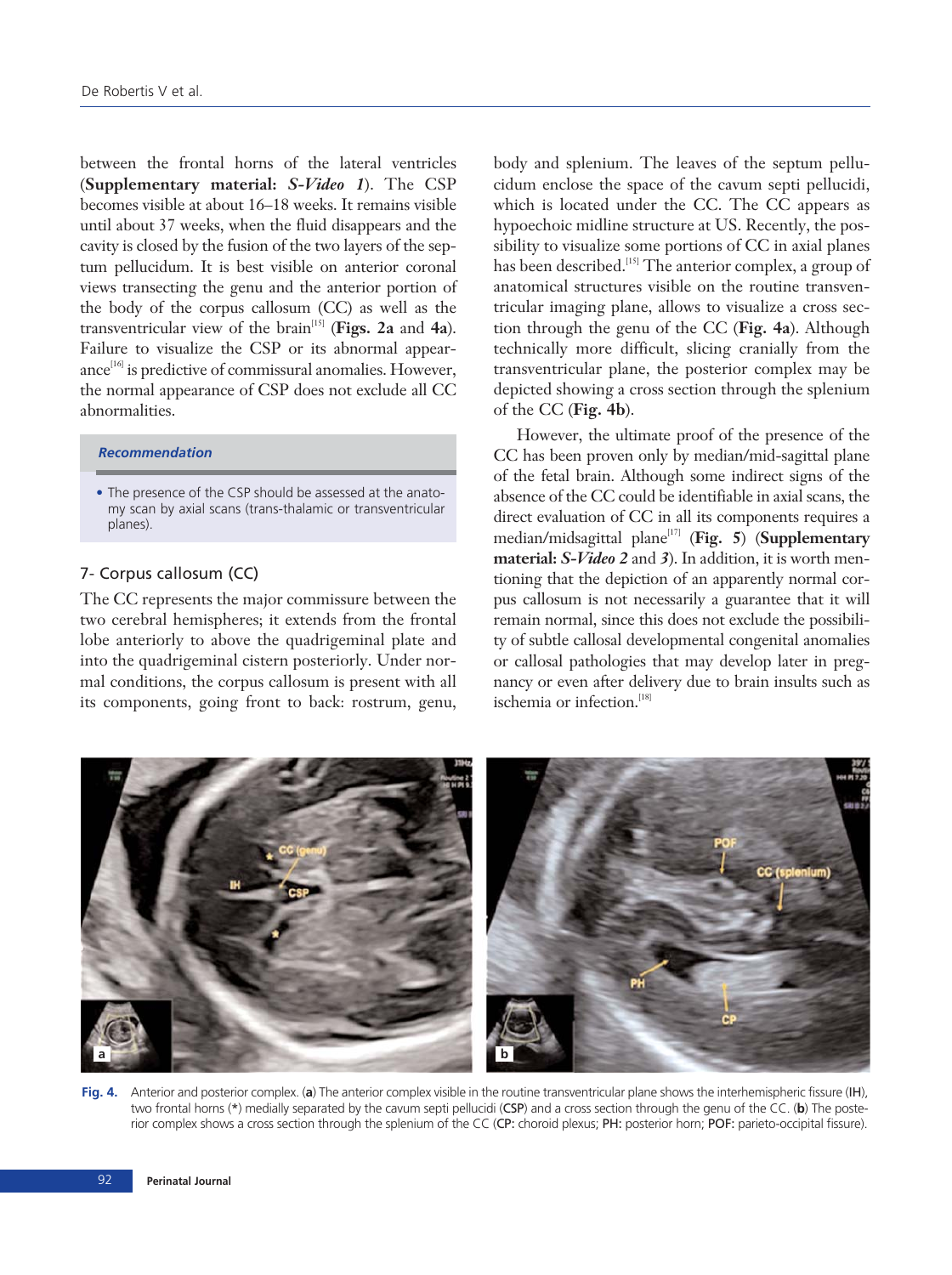between the frontal horns of the lateral ventricles (**Supplementary material: *S-Video 1***). The CSP becomes visible at about 16–18 weeks. It remains visible until about 37 weeks, when the fluid disappears and the cavity is closed by the fusion of the two layers of the septum pellucidum. It is best visible on anterior coronal views transecting the genu and the anterior portion of the body of the corpus callosum (CC) as well as the transventricular view of the brain[15] (**Figs. 2a** and **4a**). Failure to visualize the CSP or its abnormal appearance[16] is predictive of commissural anomalies. However, the normal appearance of CSP does not exclude all CC abnormalities.

> ***Recommendation***
>
> - The presence of the CSP should be assessed at the anatomy scan by axial scans (trans-thalamic or transventricular planes).

## 7- Corpus callosum (CC)

The CC represents the major commissure between the two cerebral hemispheres; it extends from the frontal lobe anteriorly to above the quadrigeminal plate and into the quadrigeminal cistern posteriorly. Under normal conditions, the corpus callosum is present with all its components, going front to back: rostrum, genu, body and splenium. The leaves of the septum pellucidum enclose the space of the cavum septi pellucidi, which is located under the CC. The CC appears as hypoechoic midline structure at US. Recently, the possibility to visualize some portions of CC in axial planes has been described.[15] The anterior complex, a group of anatomical structures visible on the routine transventricular imaging plane, allows to visualize a cross section through the genu of the CC (**Fig. 4a**). Although technically more difficult, slicing cranially from the transventricular plane, the posterior complex may be depicted showing a cross section through the splenium of the CC (**Fig. 4b**).

However, the ultimate proof of the presence of the CC has been proven only by median/mid-sagittal plane of the fetal brain. Although some indirect signs of the absence of the CC could be identifiable in axial scans, the direct evaluation of CC in all its components requires a median/midsagittal plane[17] (**Fig. 5**) (**Supplementary material: *S-Video 2*** and ***3***). In addition, it is worth mentioning that the depiction of an apparently normal corpus callosum is not necessarily a guarantee that it will remain normal, since this does not exclude the possibility of subtle callosal developmental congenital anomalies or callosal pathologies that may develop later in pregnancy or even after delivery due to brain insults such as ischemia or infection.[18]

**Fig. 4.** Anterior and posterior complex. (**a**) The anterior complex visible in the routine transventricular plane shows the interhemispheric fissure (**IH**), two frontal horns (*) medially separated by the cavum septi pellucidi (**CSP**) and a cross section through the genu of the CC. (**b**) The posterior complex shows a cross section through the splenium of the CC (**CP:** choroid plexus; **PH:** posterior horn; **POF:** parieto-occipital fissure).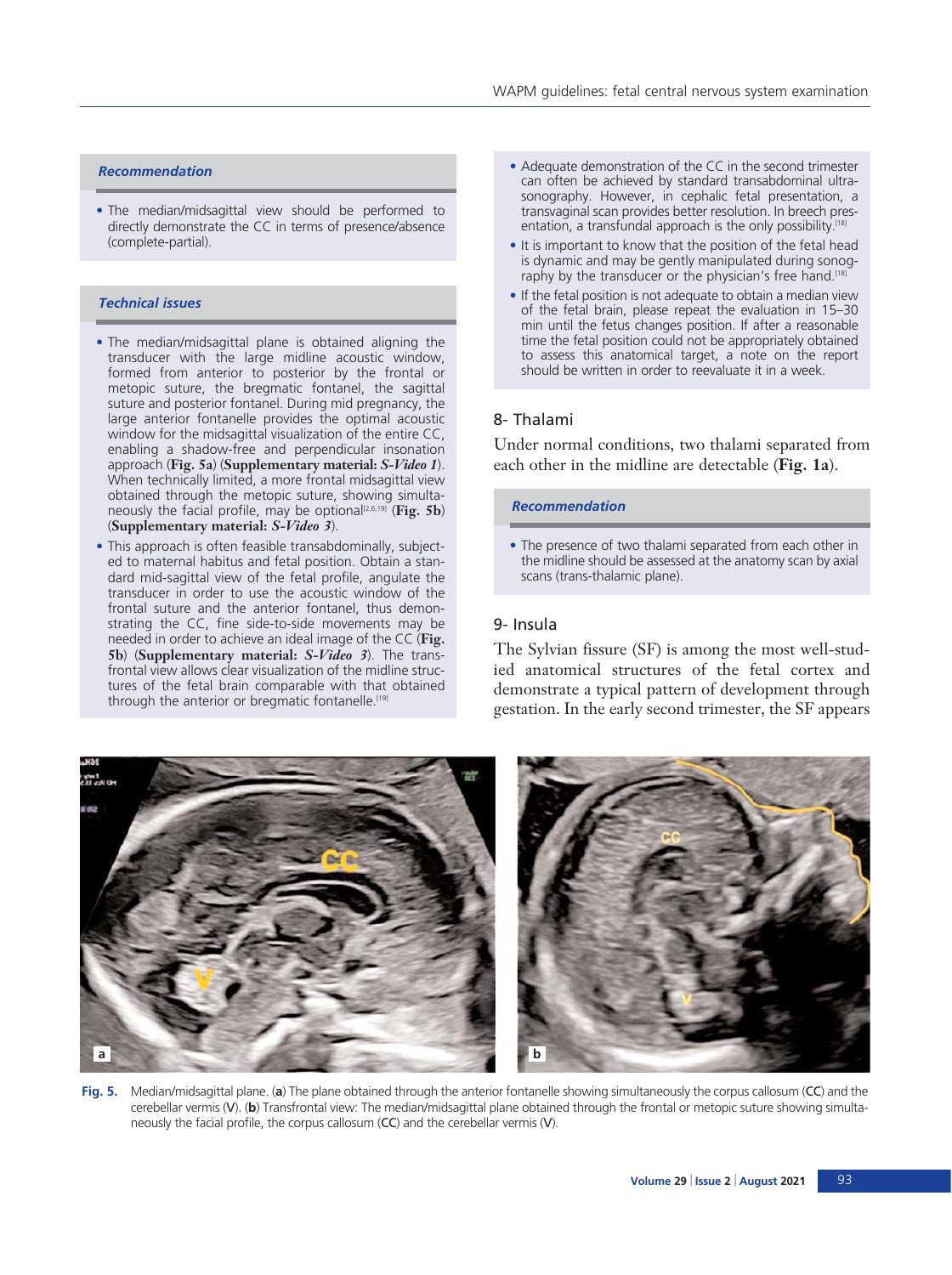### Recommendation

- The median/midsagittal view should be performed to directly demonstrate the CC in terms of presence/absence (complete-partial).

### Technical issues

- The median/midsagittal plane is obtained aligning the transducer with the large midline acoustic window, formed from anterior to posterior by the frontal or metopic suture, the bregmatic fontanel, the sagittal suture and posterior fontanel. During mid pregnancy, the large anterior fontanelle provides the optimal acoustic window for the midsagittal visualization of the entire CC, enabling a shadow-free and perpendicular insonation approach (**Fig. 5a**) (**Supplementary material: *S-Video 1***). When technically limited, a more frontal midsagittal view obtained through the metopic suture, showing simultaneously the facial profile, may be optional[2,6,19] (**Fig. 5b**) (**Supplementary material: *S-Video 3***).
- This approach is often feasible transabdominally, subjected to maternal habitus and fetal position. Obtain a standard mid-sagittal view of the fetal profile, angulate the transducer in order to use the acoustic window of the frontal suture and the anterior fontanel, thus demonstrating the CC, fine side-to-side movements may be needed in order to achieve an ideal image of the CC (**Fig. 5b**) (**Supplementary material: *S-Video 3***). The transfrontal view allows clear visualization of the midline structures of the fetal brain comparable with that obtained through the anterior or bregmatic fontanelle.[19]
- Adequate demonstration of the CC in the second trimester can often be achieved by standard transabdominal ultrasonography. However, in cephalic fetal presentation, a transvaginal scan provides better resolution. In breech presentation, a transfundal approach is the only possibility.[18]
- It is important to know that the position of the fetal head is dynamic and may be gently manipulated during sonography by the transducer or the physician's free hand.[18]
- If the fetal position is not adequate to obtain a median view of the fetal brain, please repeat the evaluation in 15–30 min until the fetus changes position. If after a reasonable time the fetal position could not be appropriately obtained to assess this anatomical target, a note on the report should be written in order to reevaluate it in a week.

## 8- Thalami

Under normal conditions, two thalami separated from each other in the midline are detectable (**Fig. 1a**).

### Recommendation

- The presence of two thalami separated from each other in the midline should be assessed at the anatomy scan by axial scans (trans-thalamic plane).

## 9- Insula

The Sylvian fissure (SF) is among the most well-studied anatomical structures of the fetal cortex and demonstrate a typical pattern of development through gestation. In the early second trimester, the SF appears

**Fig. 5.** Median/midsagittal plane. (**a**) The plane obtained through the anterior fontanelle showing simultaneously the corpus callosum (**CC**) and the cerebellar vermis (**V**). (**b**) Transfrontal view: The median/midsagittal plane obtained through the frontal or metopic suture showing simultaneously the facial profile, the corpus callosum (**CC**) and the cerebellar vermis (**V**).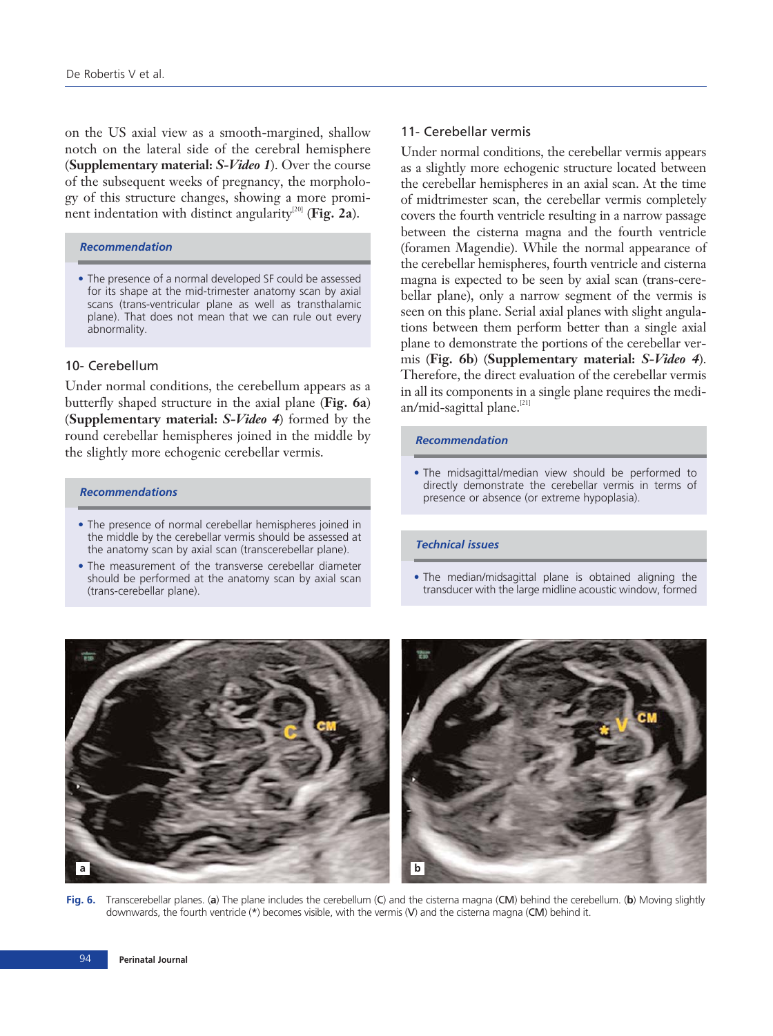on the US axial view as a smooth-margined, shallow notch on the lateral side of the cerebral hemisphere (**Supplementary material: *S-Video 1***). Over the course of the subsequent weeks of pregnancy, the morphology of this structure changes, showing a more prominent indentation with distinct angularity[20] (**Fig. 2a**).

***Recommendation***

- The presence of a normal developed SF could be assessed for its shape at the mid-trimester anatomy scan by axial scans (trans-ventricular plane as well as transthalamic plane). That does not mean that we can rule out every abnormality.

## 10- Cerebellum

Under normal conditions, the cerebellum appears as a butterfly shaped structure in the axial plane (**Fig. 6a**) (**Supplementary material: *S-Video 4***) formed by the round cerebellar hemispheres joined in the middle by the slightly more echogenic cerebellar vermis.

***Recommendations***

- The presence of normal cerebellar hemispheres joined in the middle by the cerebellar vermis should be assessed at the anatomy scan by axial scan (transcerebellar plane).
- The measurement of the transverse cerebellar diameter should be performed at the anatomy scan by axial scan (trans-cerebellar plane).

## 11- Cerebellar vermis

Under normal conditions, the cerebellar vermis appears as a slightly more echogenic structure located between the cerebellar hemispheres in an axial scan. At the time of midtrimester scan, the cerebellar vermis completely covers the fourth ventricle resulting in a narrow passage between the cisterna magna and the fourth ventricle (foramen Magendie). While the normal appearance of the cerebellar hemispheres, fourth ventricle and cisterna magna is expected to be seen by axial scan (trans-cerebellar plane), only a narrow segment of the vermis is seen on this plane. Serial axial planes with slight angulations between them perform better than a single axial plane to demonstrate the portions of the cerebellar vermis (**Fig. 6b**) (**Supplementary material: *S-Video 4***). Therefore, the direct evaluation of the cerebellar vermis in all its components in a single plane requires the median/mid-sagittal plane.[21]

***Recommendation***

- The midsagittal/median view should be performed to directly demonstrate the cerebellar vermis in terms of presence or absence (or extreme hypoplasia).

***Technical issues***

- The median/midsagittal plane is obtained aligning the transducer with the large midline acoustic window, formed

**Fig. 6.** Transcerebellar planes. (**a**) The plane includes the cerebellum (**C**) and the cisterna magna (**CM**) behind the cerebellum. (**b**) Moving slightly downwards, the fourth ventricle (*) becomes visible, with the vermis (**V**) and the cisterna magna (**CM**) behind it.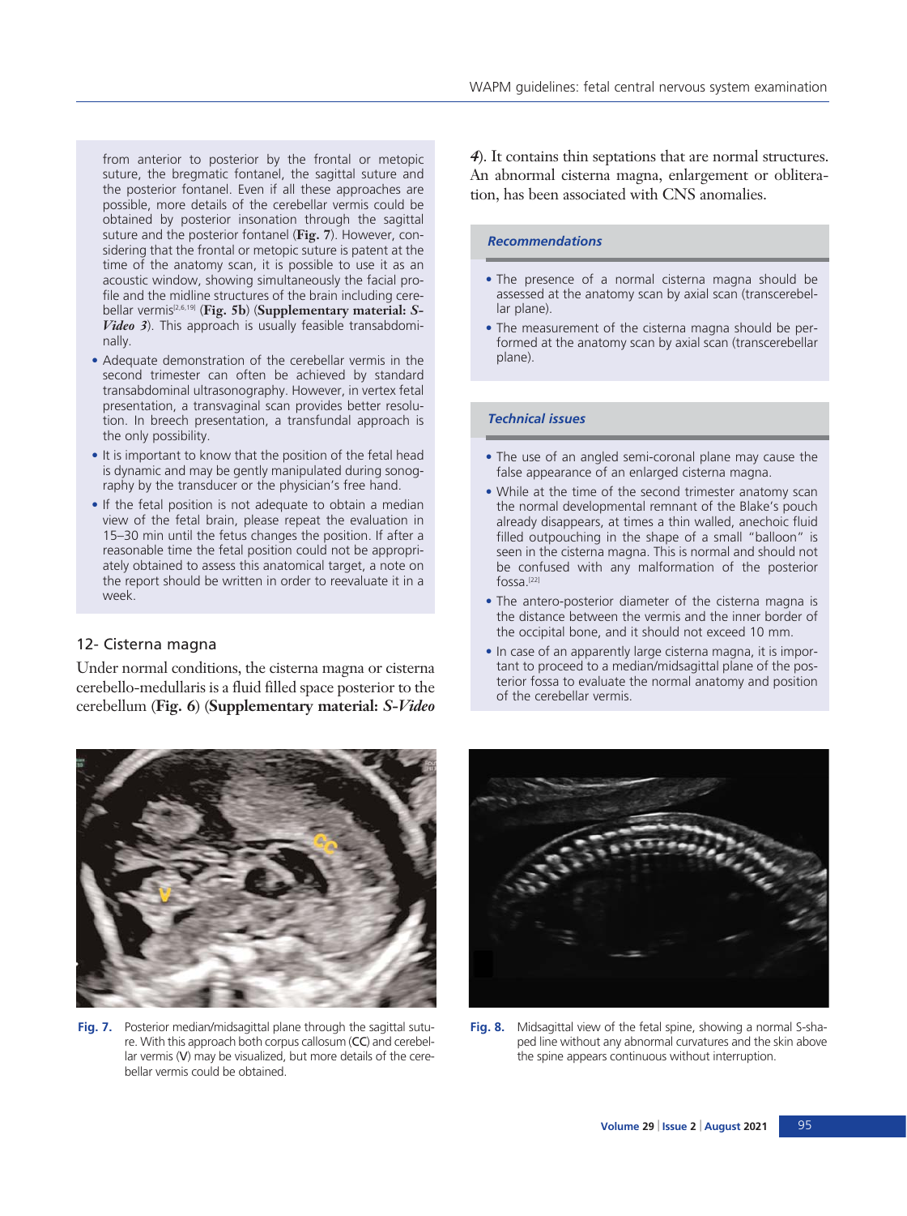from anterior to posterior by the frontal or metopic suture, the bregmatic fontanel, the sagittal suture and the posterior fontanel. Even if all these approaches are possible, more details of the cerebellar vermis could be obtained by posterior insonation through the sagittal suture and the posterior fontanel (**Fig. 7**). However, considering that the frontal or metopic suture is patent at the time of the anatomy scan, it is possible to use it as an acoustic window, showing simultaneously the facial profile and the midline structures of the brain including cerebellar vermis[2,6,19] (**Fig. 5b**) (**Supplementary material: *S-Video 3***). This approach is usually feasible transabdominally.

- Adequate demonstration of the cerebellar vermis in the second trimester can often be achieved by standard transabdominal ultrasonography. However, in vertex fetal presentation, a transvaginal scan provides better resolution. In breech presentation, a transfundal approach is the only possibility.
- It is important to know that the position of the fetal head is dynamic and may be gently manipulated during sonography by the transducer or the physician's free hand.
- If the fetal position is not adequate to obtain a median view of the fetal brain, please repeat the evaluation in 15–30 min until the fetus changes the position. If after a reasonable time the fetal position could not be appropriately obtained to assess this anatomical target, a note on the report should be written in order to reevaluate it in a week.

## 12- Cisterna magna

Under normal conditions, the cisterna magna or cisterna cerebello-medullaris is a fluid filled space posterior to the cerebellum (**Fig. 6**) (**Supplementary material: *S-Video 4***). It contains thin septations that are normal structures. An abnormal cisterna magna, enlargement or obliteration, has been associated with CNS anomalies.

### *Recommendations*

- The presence of a normal cisterna magna should be assessed at the anatomy scan by axial scan (transcerebellar plane).
- The measurement of the cisterna magna should be performed at the anatomy scan by axial scan (transcerebellar plane).

### *Technical issues*

- The use of an angled semi-coronal plane may cause the false appearance of an enlarged cisterna magna.
- While at the time of the second trimester anatomy scan the normal developmental remnant of the Blake's pouch already disappears, at times a thin walled, anechoic fluid filled outpouching in the shape of a small "balloon" is seen in the cisterna magna. This is normal and should not be confused with any malformation of the posterior fossa.[22]
- The antero-posterior diameter of the cisterna magna is the distance between the vermis and the inner border of the occipital bone, and it should not exceed 10 mm.
- In case of an apparently large cisterna magna, it is important to proceed to a median/midsagittal plane of the posterior fossa to evaluate the normal anatomy and position of the cerebellar vermis.

**Fig. 7.** Posterior median/midsagittal plane through the sagittal suture. With this approach both corpus callosum (CC) and cerebellar vermis (V) may be visualized, but more details of the cerebellar vermis could be obtained.

**Fig. 8.** Midsagittal view of the fetal spine, showing a normal S-shaped line without any abnormal curvatures and the skin above the spine appears continuous without interruption.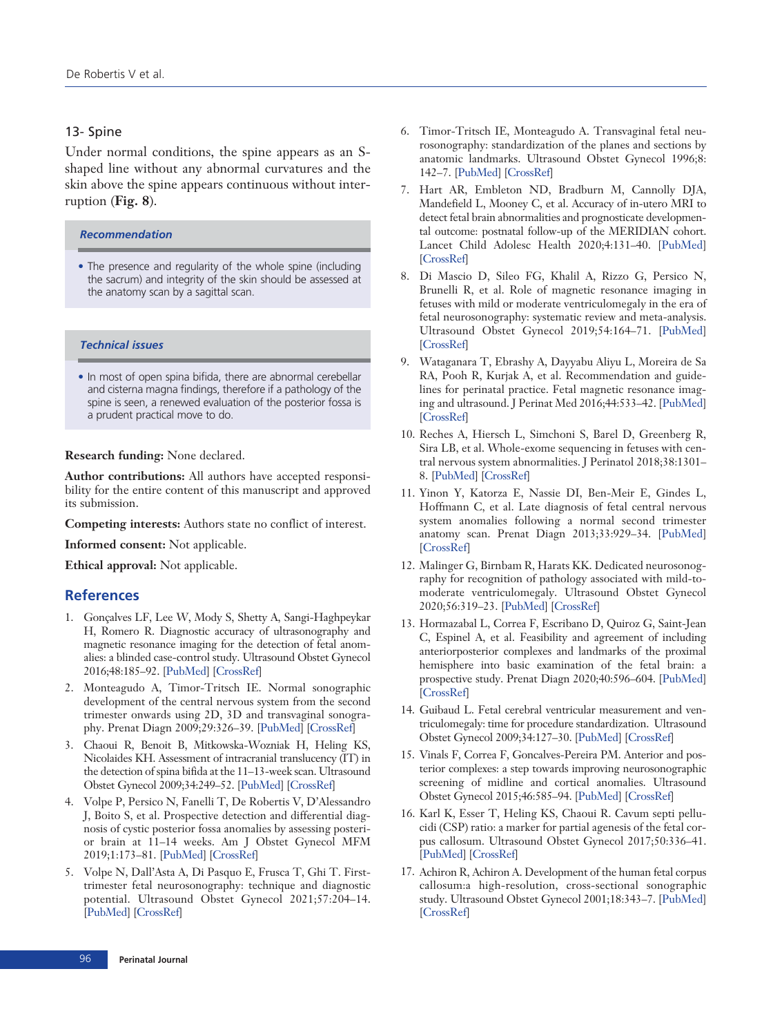### 13- Spine

Under normal conditions, the spine appears as an S-shaped line without any abnormal curvatures and the skin above the spine appears continuous without interruption (**Fig. 8**).

> ***Recommendation***
>
> - The presence and regularity of the whole spine (including the sacrum) and integrity of the skin should be assessed at the anatomy scan by a sagittal scan.

> ***Technical issues***
>
> - In most of open spina bifida, there are abnormal cerebellar and cisterna magna findings, therefore if a pathology of the spine is seen, a renewed evaluation of the posterior fossa is a prudent practical move to do.

**Research funding:** None declared.

**Author contributions:** All authors have accepted responsibility for the entire content of this manuscript and approved its submission.

**Competing interests:** Authors state no conflict of interest.

**Informed consent:** Not applicable.

**Ethical approval:** Not applicable.

## References

1. Gonçalves LF, Lee W, Mody S, Shetty A, Sangi-Haghpeykar H, Romero R. Diagnostic accuracy of ultrasonography and magnetic resonance imaging for the detection of fetal anomalies: a blinded case-control study. Ultrasound Obstet Gynecol 2016;48:185–92. [PubMed] [CrossRef]
2. Monteagudo A, Timor-Tritsch IE. Normal sonographic development of the central nervous system from the second trimester onwards using 2D, 3D and transvaginal sonography. Prenat Diagn 2009;29:326–39. [PubMed] [CrossRef]
3. Chaoui R, Benoit B, Mitkowska-Wozniak H, Heling KS, Nicolaides KH. Assessment of intracranial translucency (IT) in the detection of spina bifida at the 11–13-week scan. Ultrasound Obstet Gynecol 2009;34:249–52. [PubMed] [CrossRef]
4. Volpe P, Persico N, Fanelli T, De Robertis V, D'Alessandro J, Boito S, et al. Prospective detection and differential diagnosis of cystic posterior fossa anomalies by assessing posterior brain at 11–14 weeks. Am J Obstet Gynecol MFM 2019;1:173–81. [PubMed] [CrossRef]
5. Volpe N, Dall'Asta A, Di Pasquo E, Frusca T, Ghi T. First-trimester fetal neurosonography: technique and diagnostic potential. Ultrasound Obstet Gynecol 2021;57:204–14. [PubMed] [CrossRef]
6. Timor-Tritsch IE, Monteagudo A. Transvaginal fetal neurosonography: standardization of the planes and sections by anatomic landmarks. Ultrasound Obstet Gynecol 1996;8: 142–7. [PubMed] [CrossRef]
7. Hart AR, Embleton ND, Bradburn M, Cannolly DJA, Mandefield L, Mooney C, et al. Accuracy of in-utero MRI to detect fetal brain abnormalities and prognosticate developmental outcome: postnatal follow-up of the MERIDIAN cohort. Lancet Child Adolesc Health 2020;4:131–40. [PubMed] [CrossRef]
8. Di Mascio D, Sileo FG, Khalil A, Rizzo G, Persico N, Brunelli R, et al. Role of magnetic resonance imaging in fetuses with mild or moderate ventriculomegaly in the era of fetal neurosonography: systematic review and meta-analysis. Ultrasound Obstet Gynecol 2019;54:164–71. [PubMed] [CrossRef]
9. Wataganara T, Ebrashy A, Dayyabu Aliyu L, Moreira de Sa RA, Pooh R, Kurjak A, et al. Recommendation and guidelines for perinatal practice. Fetal magnetic resonance imaging and ultrasound. J Perinat Med 2016;44:533–42. [PubMed] [CrossRef]
10. Reches A, Hiersch L, Simchoni S, Barel D, Greenberg R, Sira LB, et al. Whole-exome sequencing in fetuses with central nervous system abnormalities. J Perinatol 2018;38:1301–8. [PubMed] [CrossRef]
11. Yinon Y, Katorza E, Nassie DI, Ben-Meir E, Gindes L, Hoffmann C, et al. Late diagnosis of fetal central nervous system anomalies following a normal second trimester anatomy scan. Prenat Diagn 2013;33:929–34. [PubMed] [CrossRef]
12. Malinger G, Birnbam R, Harats KK. Dedicated neurosonography for recognition of pathology associated with mild-to-moderate ventriculomegaly. Ultrasound Obstet Gynecol 2020;56:319–23. [PubMed] [CrossRef]
13. Hormazabal L, Correa F, Escribano D, Quiroz G, Saint-Jean C, Espinel A, et al. Feasibility and agreement of including anteriorposterior complexes and landmarks of the proximal hemisphere into basic examination of the fetal brain: a prospective study. Prenat Diagn 2020;40:596–604. [PubMed] [CrossRef]
14. Guibaud L. Fetal cerebral ventricular measurement and ventriculomegaly: time for procedure standardization. Ultrasound Obstet Gynecol 2009;34:127–30. [PubMed] [CrossRef]
15. Vinals F, Correa F, Goncalves-Pereira PM. Anterior and posterior complexes: a step towards improving neurosonographic screening of midline and cortical anomalies. Ultrasound Obstet Gynecol 2015;46:585–94. [PubMed] [CrossRef]
16. Karl K, Esser T, Heling KS, Chaoui R. Cavum septi pellucidi (CSP) ratio: a marker for partial agenesis of the fetal corpus callosum. Ultrasound Obstet Gynecol 2017;50:336–41. [PubMed] [CrossRef]
17. Achiron R, Achiron A. Development of the human fetal corpus callosum:a high-resolution, cross-sectional sonographic study. Ultrasound Obstet Gynecol 2001;18:343–7. [PubMed] [CrossRef]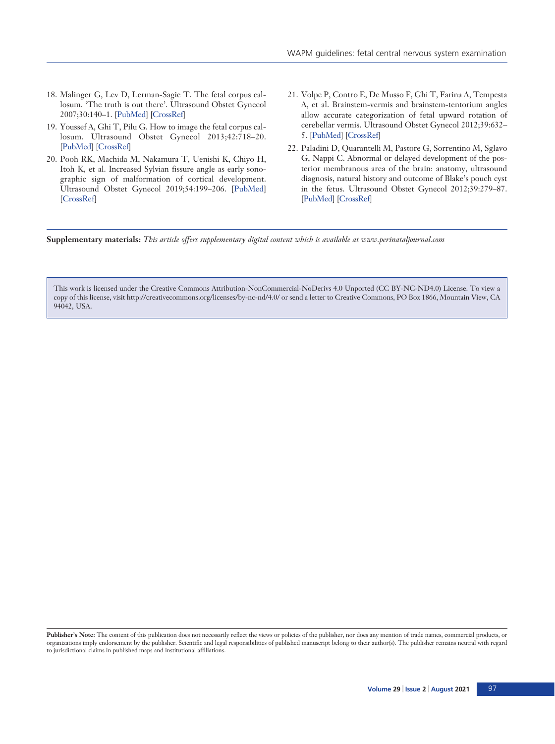18. Malinger G, Lev D, Lerman-Sagie T. The fetal corpus callosum. 'The truth is out there'. Ultrasound Obstet Gynecol 2007;30:140–1. [PubMed] [CrossRef]
19. Youssef A, Ghi T, Pilu G. How to image the fetal corpus callosum. Ultrasound Obstet Gynecol 2013;42:718–20. [PubMed] [CrossRef]
20. Pooh RK, Machida M, Nakamura T, Uenishi K, Chiyo H, Itoh K, et al. Increased Sylvian fissure angle as early sonographic sign of malformation of cortical development. Ultrasound Obstet Gynecol 2019;54:199–206. [PubMed] [CrossRef]
21. Volpe P, Contro E, De Musso F, Ghi T, Farina A, Tempesta A, et al. Brainstem-vermis and brainstem-tentorium angles allow accurate categorization of fetal upward rotation of cerebellar vermis. Ultrasound Obstet Gynecol 2012;39:632–5. [PubMed] [CrossRef]
22. Paladini D, Quarantelli M, Pastore G, Sorrentino M, Sglavo G, Nappi C. Abnormal or delayed development of the posterior membranous area of the brain: anatomy, ultrasound diagnosis, natural history and outcome of Blake's pouch cyst in the fetus. Ultrasound Obstet Gynecol 2012;39:279–87. [PubMed] [CrossRef]

**Supplementary materials:** *This article offers supplementary digital content which is available at www.perinataljournal.com*

This work is licensed under the Creative Commons Attribution-NonCommercial-NoDerivs 4.0 Unported (CC BY-NC-ND4.0) License. To view a copy of this license, visit http://creativecommons.org/licenses/by-nc-nd/4.0/ or send a letter to Creative Commons, PO Box 1866, Mountain View, CA 94042, USA.

**Publisher's Note:** The content of this publication does not necessarily reflect the views or policies of the publisher, nor does any mention of trade names, commercial products, or organizations imply endorsement by the publisher. Scientific and legal responsibilities of published manuscript belong to their author(s). The publisher remains neutral with regard to jurisdictional claims in published maps and institutional affiliations.